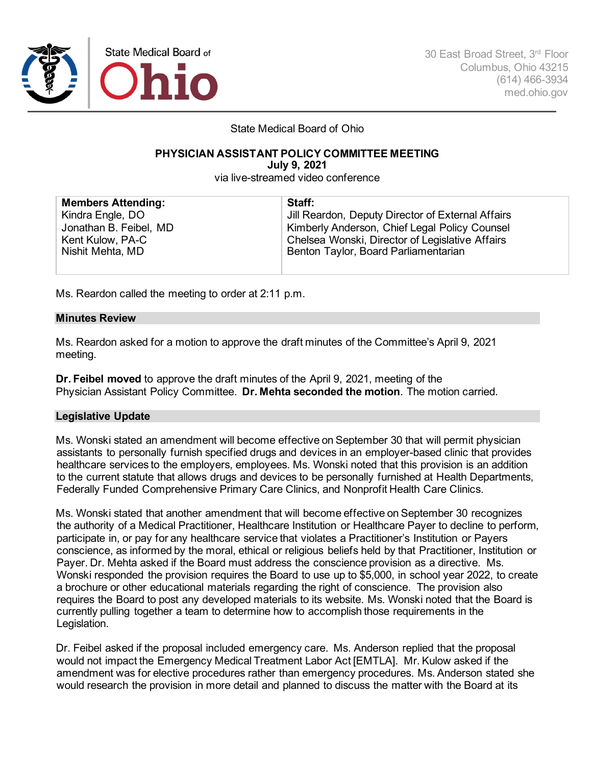State Medical Board of Ohio

30 East Broad Street, 3rd Floor
Columbus, Ohio 43215
(614) 466-3934
med.ohio.gov

State Medical Board of Ohio

**PHYSICIAN ASSISTANT POLICY COMMITTEE MEETING**
**July 9, 2021**
via live-streamed video conference

| **Members Attending:** | **Staff:** |
|---|---|
| Kindra Engle, DO | Jill Reardon, Deputy Director of External Affairs |
| Jonathan B. Feibel, MD | Kimberly Anderson, Chief Legal Policy Counsel |
| Kent Kulow, PA-C | Chelsea Wonski, Director of Legislative Affairs |
| Nishit Mehta, MD | Benton Taylor, Board Parliamentarian |

Ms. Reardon called the meeting to order at 2:11 p.m.

## Minutes Review

Ms. Reardon asked for a motion to approve the draft minutes of the Committee's April 9, 2021 meeting.

**Dr. Feibel moved** to approve the draft minutes of the April 9, 2021, meeting of the Physician Assistant Policy Committee. **Dr. Mehta seconded the motion**. The motion carried.

## Legislative Update

Ms. Wonski stated an amendment will become effective on September 30 that will permit physician assistants to personally furnish specified drugs and devices in an employer-based clinic that provides healthcare services to the employers, employees. Ms. Wonski noted that this provision is an addition to the current statute that allows drugs and devices to be personally furnished at Health Departments, Federally Funded Comprehensive Primary Care Clinics, and Nonprofit Health Care Clinics.

Ms. Wonski stated that another amendment that will become effective on September 30 recognizes the authority of a Medical Practitioner, Healthcare Institution or Healthcare Payer to decline to perform, participate in, or pay for any healthcare service that violates a Practitioner's Institution or Payers conscience, as informed by the moral, ethical or religious beliefs held by that Practitioner, Institution or Payer. Dr. Mehta asked if the Board must address the conscience provision as a directive. Ms. Wonski responded the provision requires the Board to use up to $5,000, in school year 2022, to create a brochure or other educational materials regarding the right of conscience. The provision also requires the Board to post any developed materials to its website. Ms. Wonski noted that the Board is currently pulling together a team to determine how to accomplish those requirements in the Legislation.

Dr. Feibel asked if the proposal included emergency care. Ms. Anderson replied that the proposal would not impact the Emergency Medical Treatment Labor Act [EMTLA]. Mr. Kulow asked if the amendment was for elective procedures rather than emergency procedures. Ms. Anderson stated she would research the provision in more detail and planned to discuss the matter with the Board at its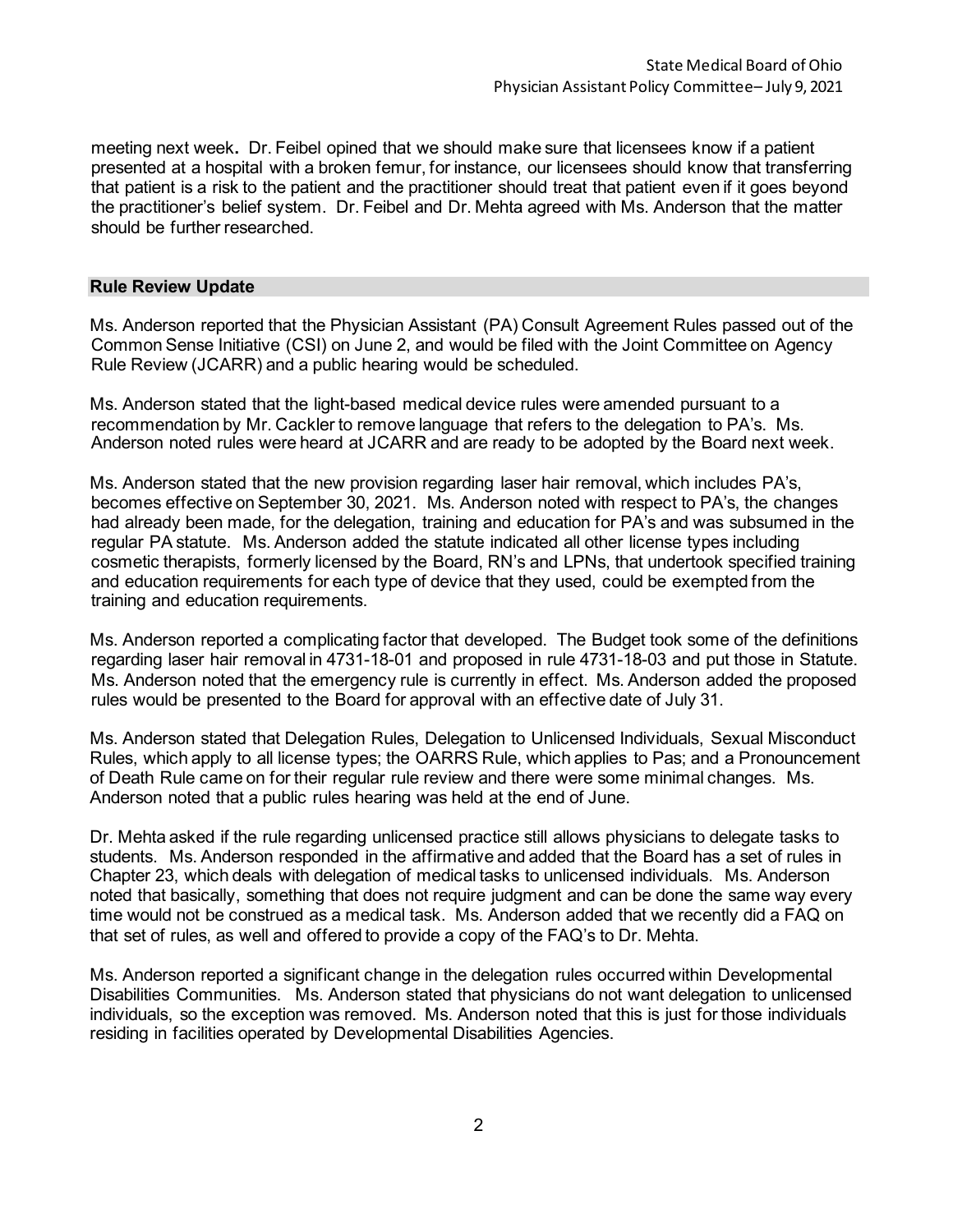meeting next week**.** Dr. Feibel opined that we should make sure that licensees know if a patient presented at a hospital with a broken femur, for instance, our licensees should know that transferring that patient is a risk to the patient and the practitioner should treat that patient even if it goes beyond the practitioner's belief system. Dr. Feibel and Dr. Mehta agreed with Ms. Anderson that the matter should be further researched.

## Rule Review Update

Ms. Anderson reported that the Physician Assistant (PA) Consult Agreement Rules passed out of the Common Sense Initiative (CSI) on June 2, and would be filed with the Joint Committee on Agency Rule Review (JCARR) and a public hearing would be scheduled.

Ms. Anderson stated that the light-based medical device rules were amended pursuant to a recommendation by Mr. Cackler to remove language that refers to the delegation to PA's. Ms. Anderson noted rules were heard at JCARR and are ready to be adopted by the Board next week.

Ms. Anderson stated that the new provision regarding laser hair removal, which includes PA's, becomes effective on September 30, 2021. Ms. Anderson noted with respect to PA's, the changes had already been made, for the delegation, training and education for PA's and was subsumed in the regular PA statute. Ms. Anderson added the statute indicated all other license types including cosmetic therapists, formerly licensed by the Board, RN's and LPNs, that undertook specified training and education requirements for each type of device that they used, could be exempted from the training and education requirements.

Ms. Anderson reported a complicating factor that developed. The Budget took some of the definitions regarding laser hair removal in 4731-18-01 and proposed in rule 4731-18-03 and put those in Statute. Ms. Anderson noted that the emergency rule is currently in effect. Ms. Anderson added the proposed rules would be presented to the Board for approval with an effective date of July 31.

Ms. Anderson stated that Delegation Rules, Delegation to Unlicensed Individuals, Sexual Misconduct Rules, which apply to all license types; the OARRS Rule, which applies to Pas; and a Pronouncement of Death Rule came on for their regular rule review and there were some minimal changes. Ms. Anderson noted that a public rules hearing was held at the end of June.

Dr. Mehta asked if the rule regarding unlicensed practice still allows physicians to delegate tasks to students. Ms. Anderson responded in the affirmative and added that the Board has a set of rules in Chapter 23, which deals with delegation of medical tasks to unlicensed individuals. Ms. Anderson noted that basically, something that does not require judgment and can be done the same way every time would not be construed as a medical task. Ms. Anderson added that we recently did a FAQ on that set of rules, as well and offered to provide a copy of the FAQ's to Dr. Mehta.

Ms. Anderson reported a significant change in the delegation rules occurred within Developmental Disabilities Communities. Ms. Anderson stated that physicians do not want delegation to unlicensed individuals, so the exception was removed. Ms. Anderson noted that this is just for those individuals residing in facilities operated by Developmental Disabilities Agencies.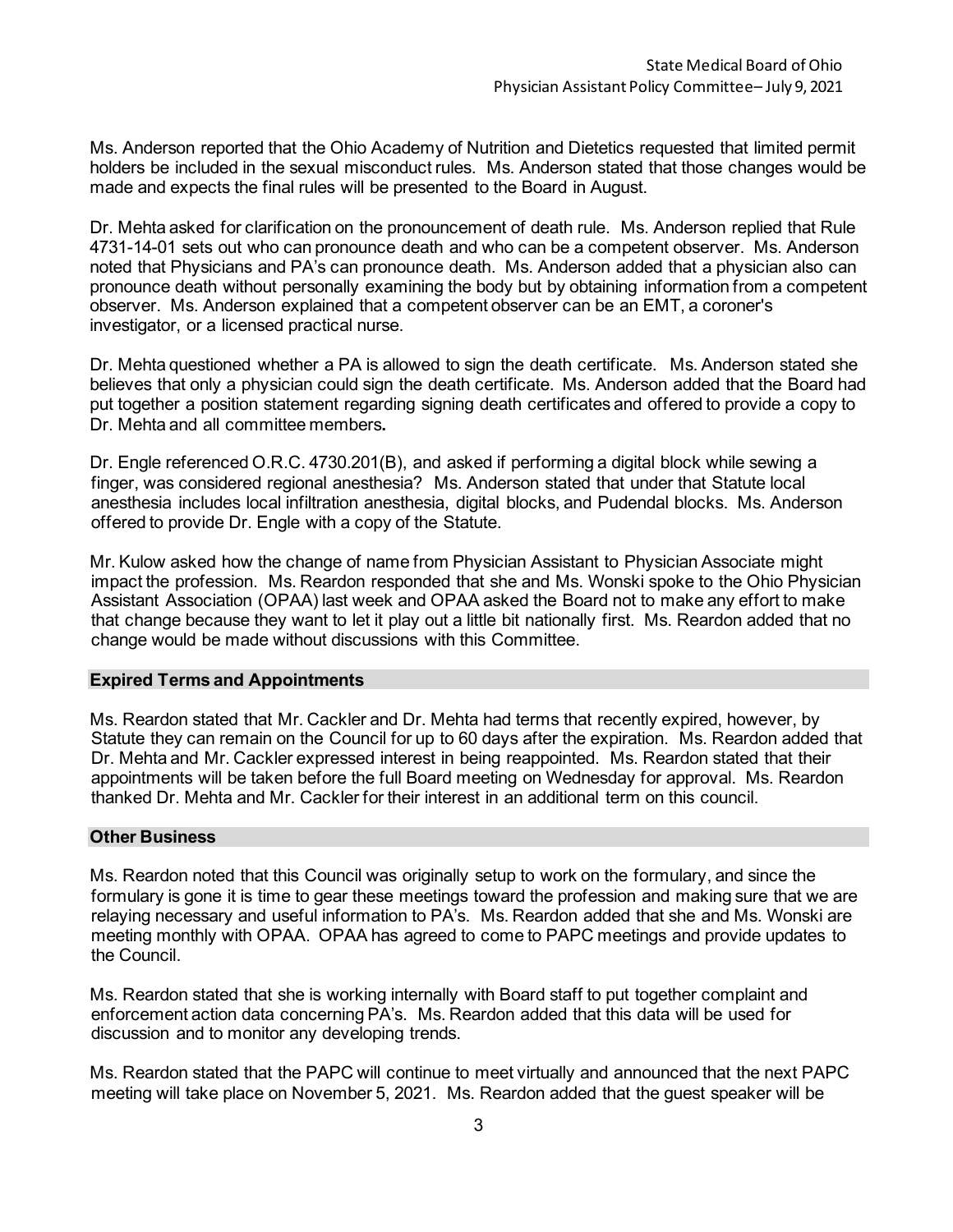Ms. Anderson reported that the Ohio Academy of Nutrition and Dietetics requested that limited permit holders be included in the sexual misconduct rules. Ms. Anderson stated that those changes would be made and expects the final rules will be presented to the Board in August.

Dr. Mehta asked for clarification on the pronouncement of death rule. Ms. Anderson replied that Rule 4731-14-01 sets out who can pronounce death and who can be a competent observer. Ms. Anderson noted that Physicians and PA's can pronounce death. Ms. Anderson added that a physician also can pronounce death without personally examining the body but by obtaining information from a competent observer. Ms. Anderson explained that a competent observer can be an EMT, a coroner's investigator, or a licensed practical nurse.

Dr. Mehta questioned whether a PA is allowed to sign the death certificate. Ms. Anderson stated she believes that only a physician could sign the death certificate. Ms. Anderson added that the Board had put together a position statement regarding signing death certificates and offered to provide a copy to Dr. Mehta and all committee members**.**

Dr. Engle referenced O.R.C. 4730.201(B), and asked if performing a digital block while sewing a finger, was considered regional anesthesia? Ms. Anderson stated that under that Statute local anesthesia includes local infiltration anesthesia, digital blocks, and Pudendal blocks. Ms. Anderson offered to provide Dr. Engle with a copy of the Statute.

Mr. Kulow asked how the change of name from Physician Assistant to Physician Associate might impact the profession. Ms. Reardon responded that she and Ms. Wonski spoke to the Ohio Physician Assistant Association (OPAA) last week and OPAA asked the Board not to make any effort to make that change because they want to let it play out a little bit nationally first. Ms. Reardon added that no change would be made without discussions with this Committee.

## Expired Terms and Appointments

Ms. Reardon stated that Mr. Cackler and Dr. Mehta had terms that recently expired, however, by Statute they can remain on the Council for up to 60 days after the expiration. Ms. Reardon added that Dr. Mehta and Mr. Cackler expressed interest in being reappointed. Ms. Reardon stated that their appointments will be taken before the full Board meeting on Wednesday for approval. Ms. Reardon thanked Dr. Mehta and Mr. Cackler for their interest in an additional term on this council.

## Other Business

Ms. Reardon noted that this Council was originally setup to work on the formulary, and since the formulary is gone it is time to gear these meetings toward the profession and making sure that we are relaying necessary and useful information to PA's. Ms. Reardon added that she and Ms. Wonski are meeting monthly with OPAA. OPAA has agreed to come to PAPC meetings and provide updates to the Council.

Ms. Reardon stated that she is working internally with Board staff to put together complaint and enforcement action data concerning PA's. Ms. Reardon added that this data will be used for discussion and to monitor any developing trends.

Ms. Reardon stated that the PAPC will continue to meet virtually and announced that the next PAPC meeting will take place on November 5, 2021. Ms. Reardon added that the guest speaker will be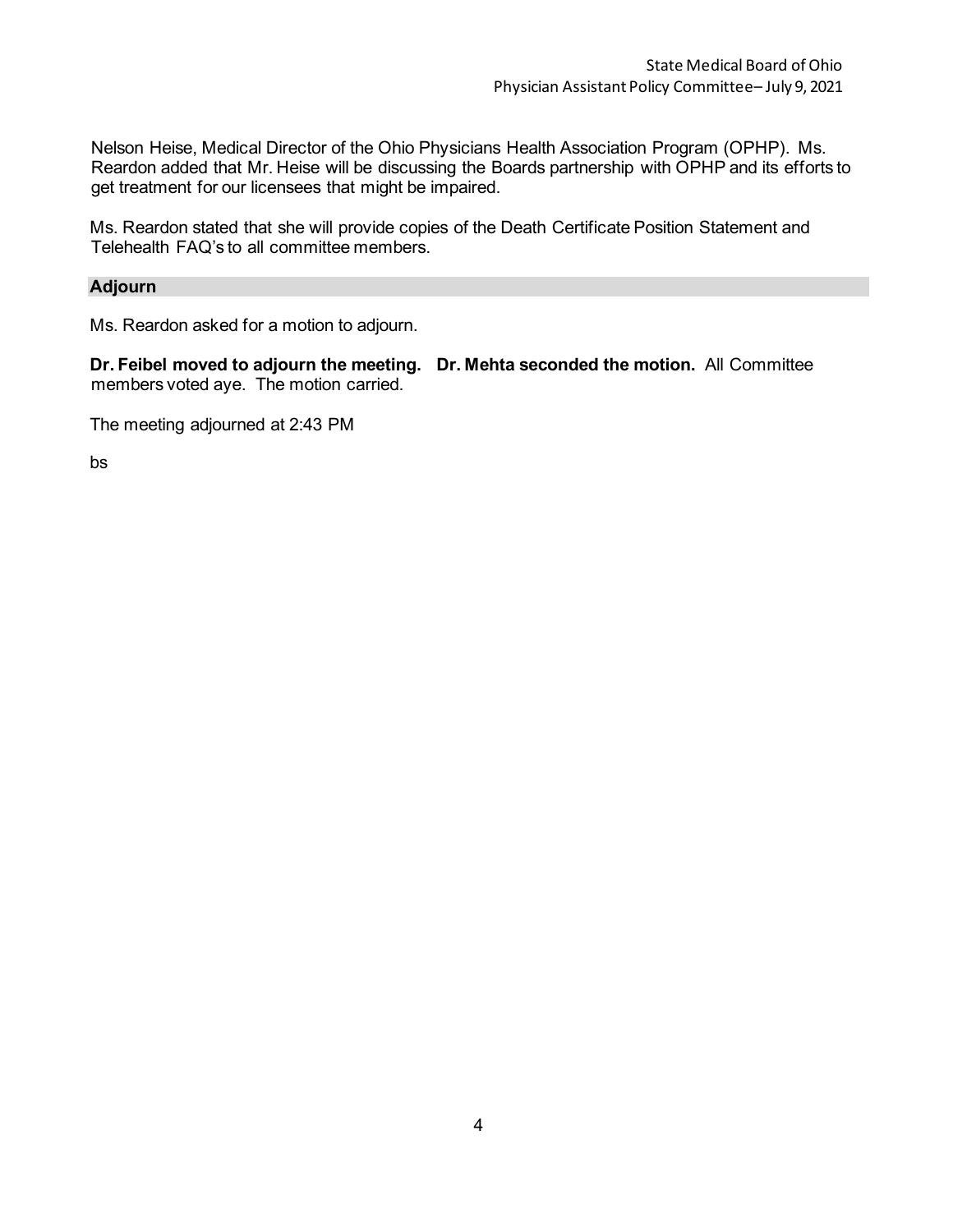Nelson Heise, Medical Director of the Ohio Physicians Health Association Program (OPHP). Ms. Reardon added that Mr. Heise will be discussing the Boards partnership with OPHP and its efforts to get treatment for our licensees that might be impaired.

Ms. Reardon stated that she will provide copies of the Death Certificate Position Statement and Telehealth FAQ's to all committee members.

## Adjourn

Ms. Reardon asked for a motion to adjourn.

**Dr. Feibel moved to adjourn the meeting. Dr. Mehta seconded the motion.** All Committee members voted aye. The motion carried.

The meeting adjourned at 2:43 PM

bs